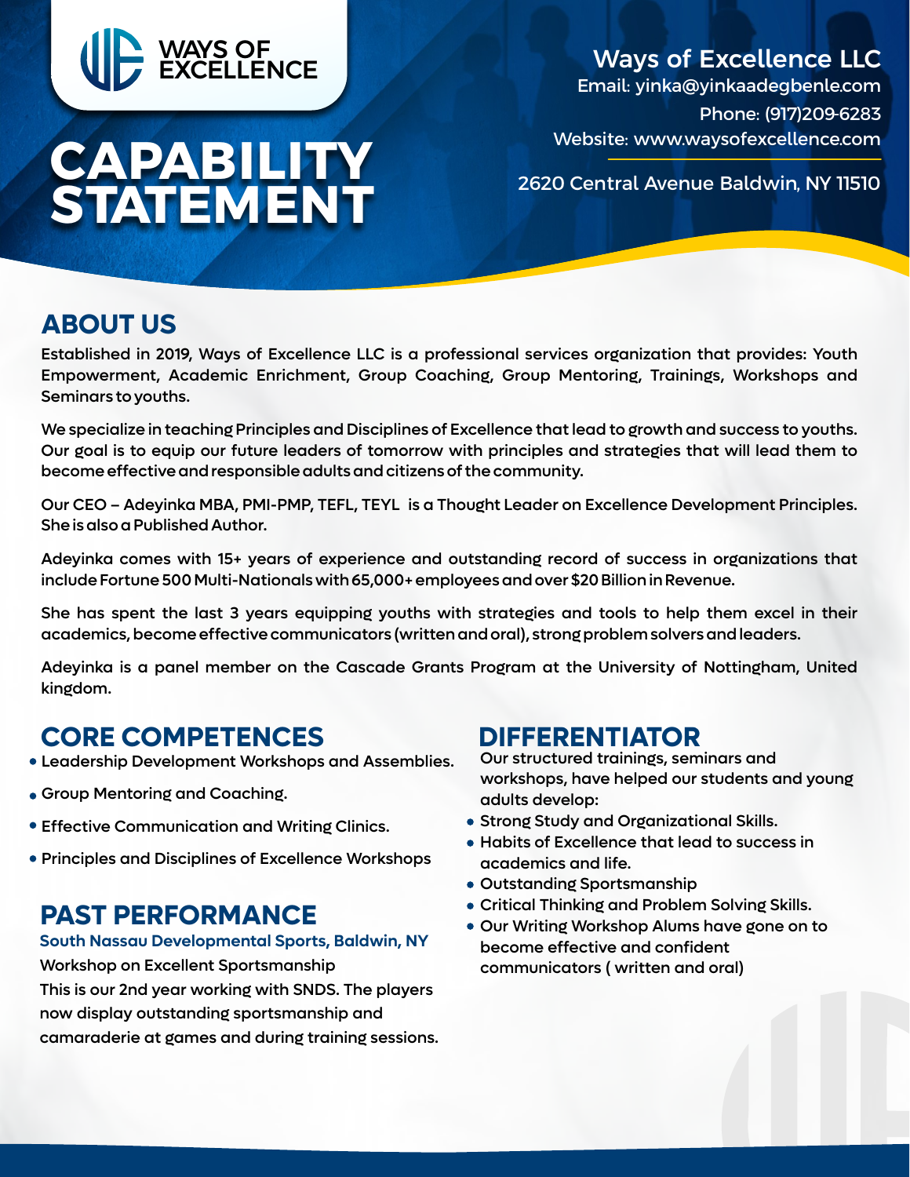WAYS OF EXCELLENCE

# CAPABILITY STATEMENT

**Ways of Excellence LLC**
Email: yinka@yinkaadegbenle.com
Phone: (917)209-6283
Website: www.waysofexcellence.com

2620 Central Avenue Baldwin, NY 11510

## ABOUT US

Established in 2019, Ways of Excellence LLC is a professional services organization that provides: Youth Empowerment, Academic Enrichment, Group Coaching, Group Mentoring, Trainings, Workshops and Seminars to youths.

We specialize in teaching Principles and Disciplines of Excellence that lead to growth and success to youths. Our goal is to equip our future leaders of tomorrow with principles and strategies that will lead them to become effective and responsible adults and citizens of the community.

Our CEO – Adeyinka MBA, PMI-PMP, TEFL, TEYL is a Thought Leader on Excellence Development Principles. She is also a Published Author.

Adeyinka comes with 15+ years of experience and outstanding record of success in organizations that include Fortune 500 Multi-Nationals with 65,000+ employees and over $20 Billion in Revenue.

She has spent the last 3 years equipping youths with strategies and tools to help them excel in their academics, become effective communicators (written and oral), strong problem solvers and leaders.

Adeyinka is a panel member on the Cascade Grants Program at the University of Nottingham, United kingdom.

## CORE COMPETENCES

- Leadership Development Workshops and Assemblies.
- Group Mentoring and Coaching.
- Effective Communication and Writing Clinics.
- Principles and Disciplines of Excellence Workshops

## PAST PERFORMANCE

**South Nassau Developmental Sports, Baldwin, NY**

Workshop on Excellent Sportsmanship

This is our 2nd year working with SNDS. The players now display outstanding sportsmanship and camaraderie at games and during training sessions.

## DIFFERENTIATOR

Our structured trainings, seminars and workshops, have helped our students and young adults develop:

- Strong Study and Organizational Skills.
- Habits of Excellence that lead to success in academics and life.
- Outstanding Sportsmanship
- Critical Thinking and Problem Solving Skills.
- Our Writing Workshop Alums have gone on to become effective and confident communicators ( written and oral)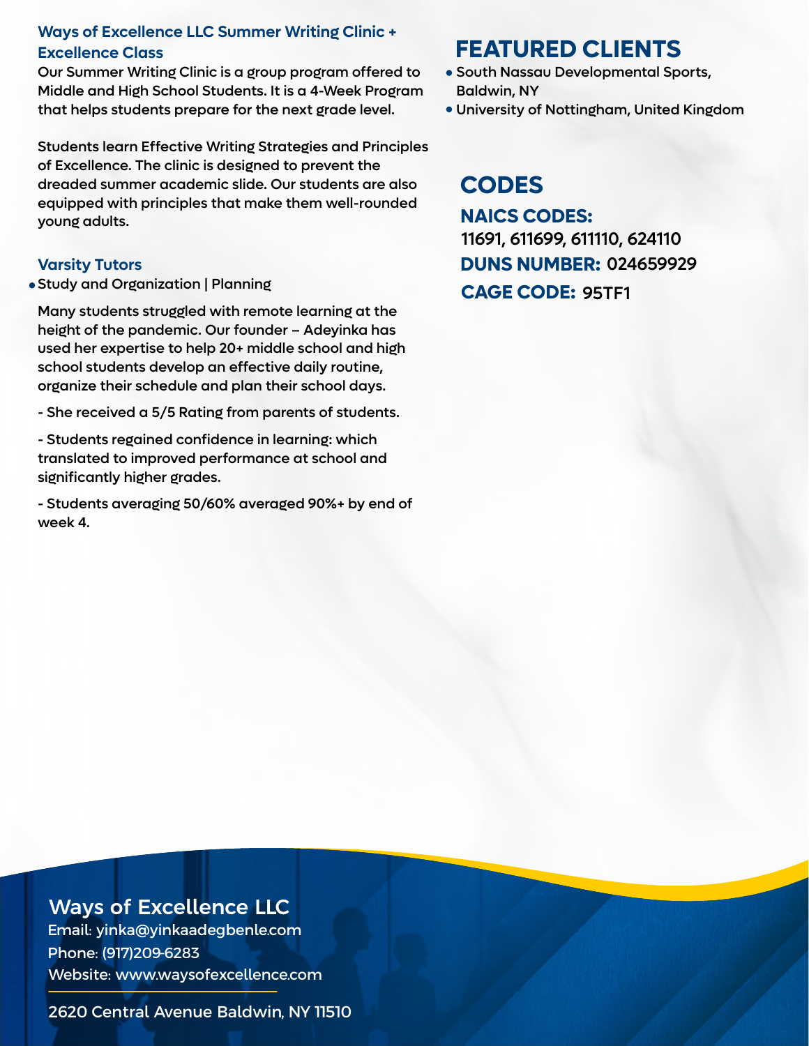### Ways of Excellence LLC Summer Writing Clinic + Excellence Class

Our Summer Writing Clinic is a group program offered to Middle and High School Students. It is a 4-Week Program that helps students prepare for the next grade level.

Students learn Effective Writing Strategies and Principles of Excellence. The clinic is designed to prevent the dreaded summer academic slide. Our students are also equipped with principles that make them well-rounded young adults.

### Varsity Tutors

- Study and Organization | Planning

Many students struggled with remote learning at the height of the pandemic. Our founder – Adeyinka has used her expertise to help 20+ middle school and high school students develop an effective daily routine, organize their schedule and plan their school days.

- She received a 5/5 Rating from parents of students.

- Students regained confidence in learning: which translated to improved performance at school and significantly higher grades.

- Students averaging 50/60% averaged 90%+ by end of week 4.

## FEATURED CLIENTS

- South Nassau Developmental Sports, Baldwin, NY
- University of Nottingham, United Kingdom

## CODES

**NAICS CODES:**
11691, 611699, 611110, 624110

**DUNS NUMBER:** 024659929

**CAGE CODE:** 95TF1

## Ways of Excellence LLC

Email: yinka@yinkaadegbenle.com
Phone: (917)209-6283
Website: www.waysofexcellence.com

2620 Central Avenue Baldwin, NY 11510